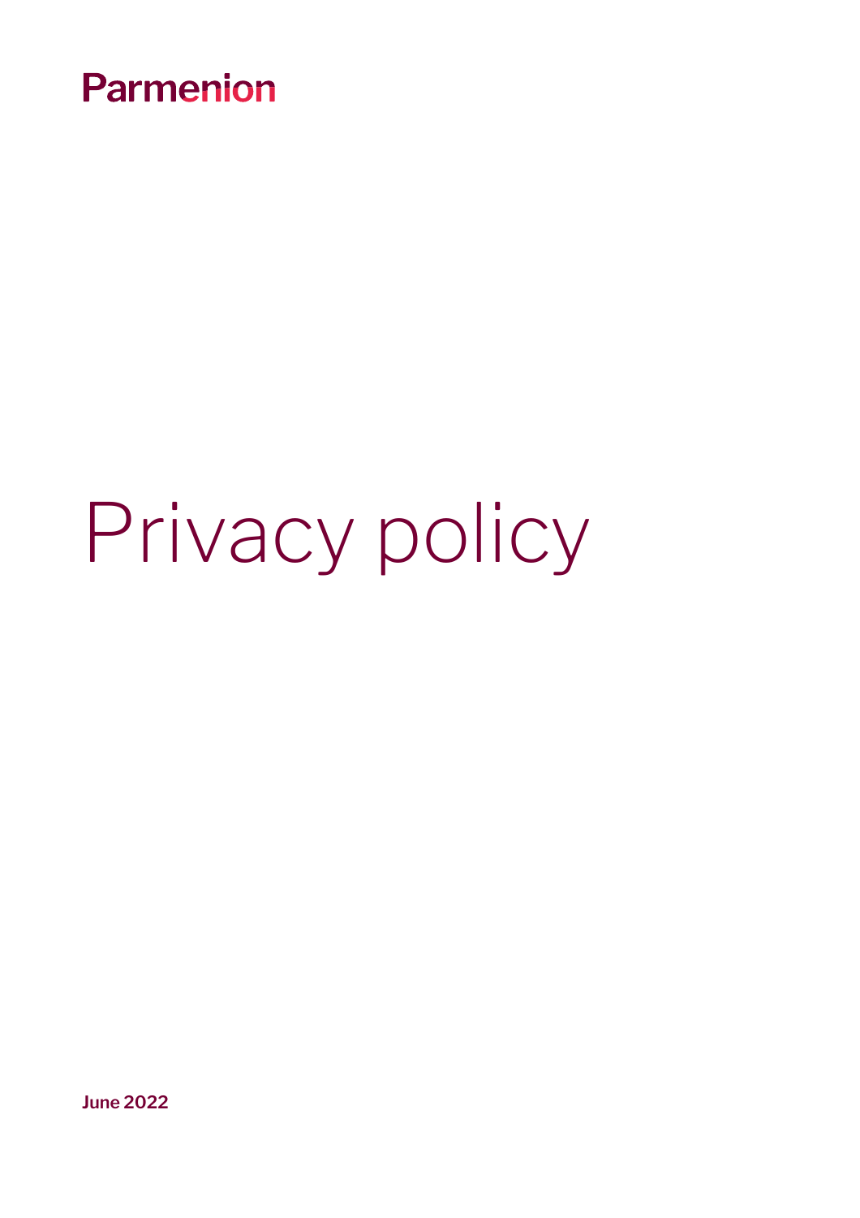Parmenion

# Privacy policy

**June 2022**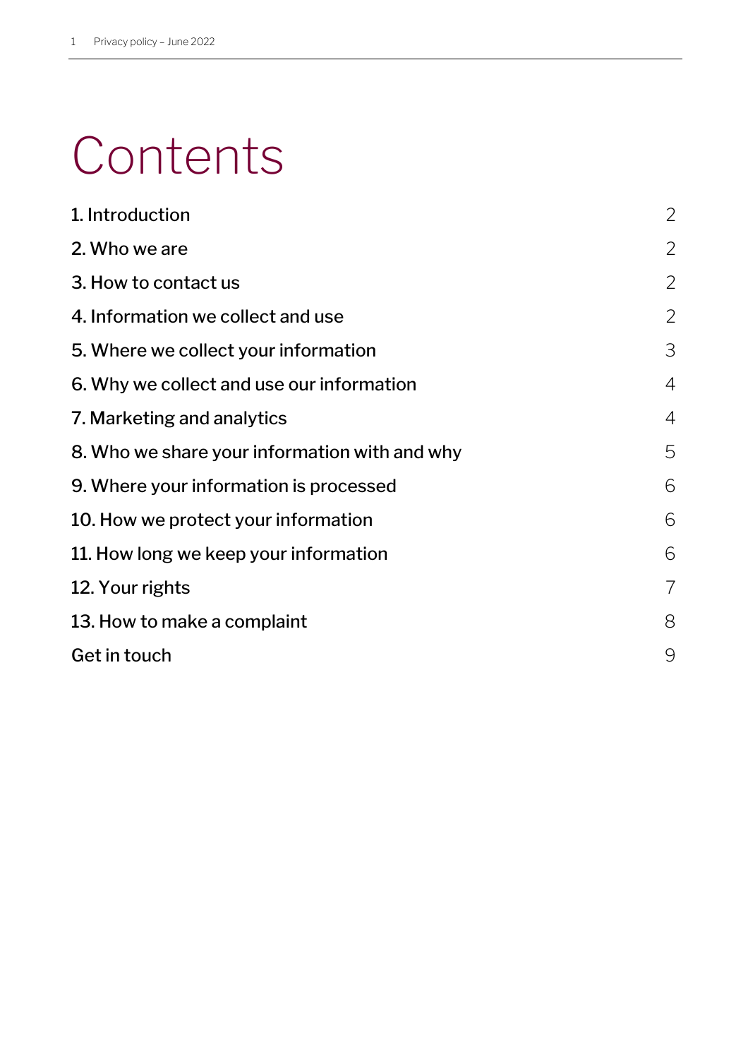# Contents

| | |
|---|---|
| 1. Introduction | 2 |
| 2. Who we are | 2 |
| 3. How to contact us | 2 |
| 4. Information we collect and use | 2 |
| 5. Where we collect your information | 3 |
| 6. Why we collect and use our information | 4 |
| 7. Marketing and analytics | 4 |
| 8. Who we share your information with and why | 5 |
| 9. Where your information is processed | 6 |
| 10. How we protect your information | 6 |
| 11. How long we keep your information | 6 |
| 12. Your rights | 7 |
| 13. How to make a complaint | 8 |
| Get in touch | 9 |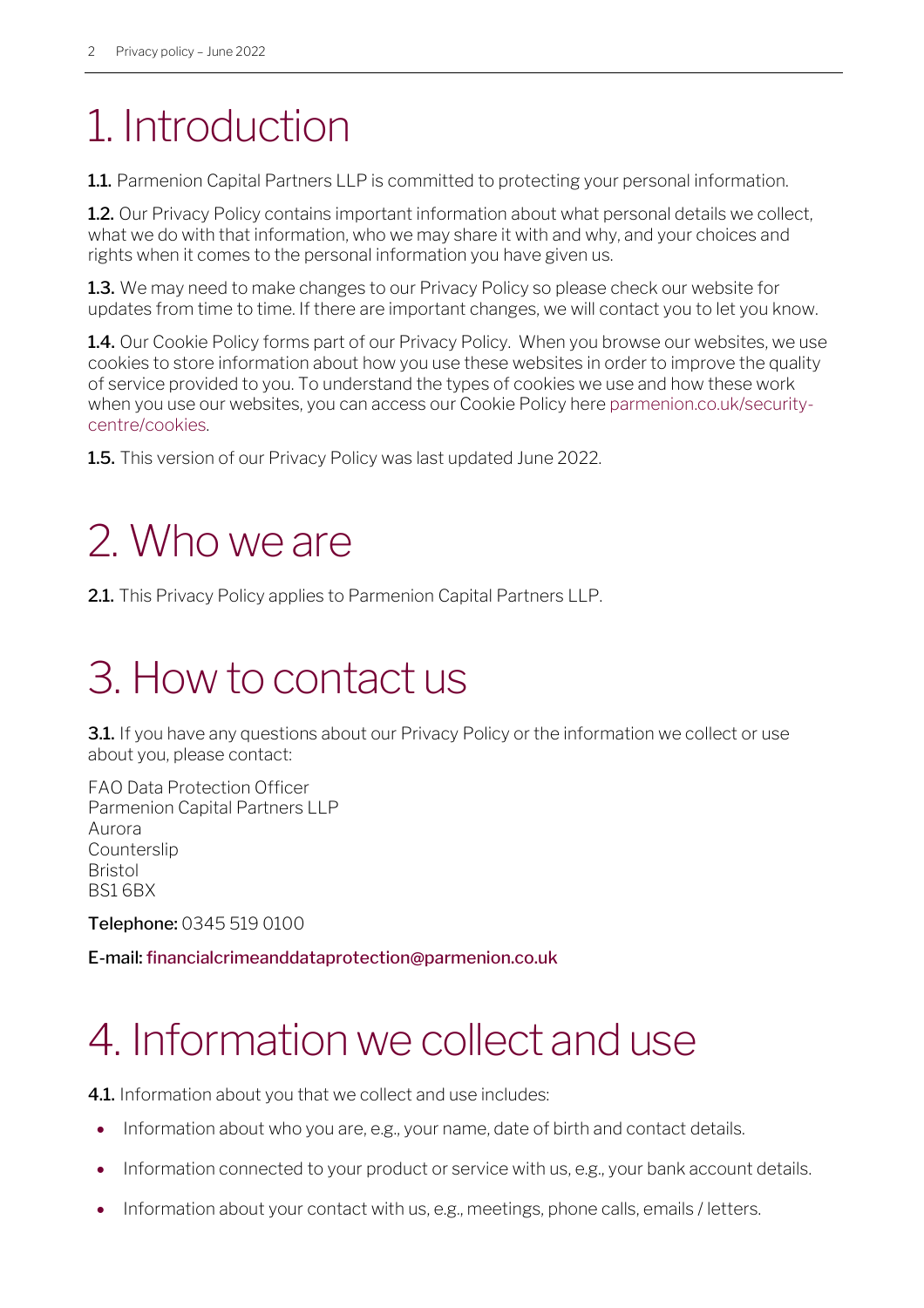# 1. Introduction

**1.1.** Parmenion Capital Partners LLP is committed to protecting your personal information.

**1.2.** Our Privacy Policy contains important information about what personal details we collect, what we do with that information, who we may share it with and why, and your choices and rights when it comes to the personal information you have given us.

**1.3.** We may need to make changes to our Privacy Policy so please check our website for updates from time to time. If there are important changes, we will contact you to let you know.

**1.4.** Our Cookie Policy forms part of our Privacy Policy. When you browse our websites, we use cookies to store information about how you use these websites in order to improve the quality of service provided to you. To understand the types of cookies we use and how these work when you use our websites, you can access our Cookie Policy here parmenion.co.uk/security-centre/cookies.

**1.5.** This version of our Privacy Policy was last updated June 2022.

# 2. Who we are

**2.1.** This Privacy Policy applies to Parmenion Capital Partners LLP.

# 3. How to contact us

**3.1.** If you have any questions about our Privacy Policy or the information we collect or use about you, please contact:

FAO Data Protection Officer
Parmenion Capital Partners LLP
Aurora
Counterslip
Bristol
BS1 6BX

**Telephone:** 0345 519 0100

**E-mail:** financialcrimeanddataprotection@parmenion.co.uk

# 4. Information we collect and use

**4.1.** Information about you that we collect and use includes:

- Information about who you are, e.g., your name, date of birth and contact details.
- Information connected to your product or service with us, e.g., your bank account details.
- Information about your contact with us, e.g., meetings, phone calls, emails / letters.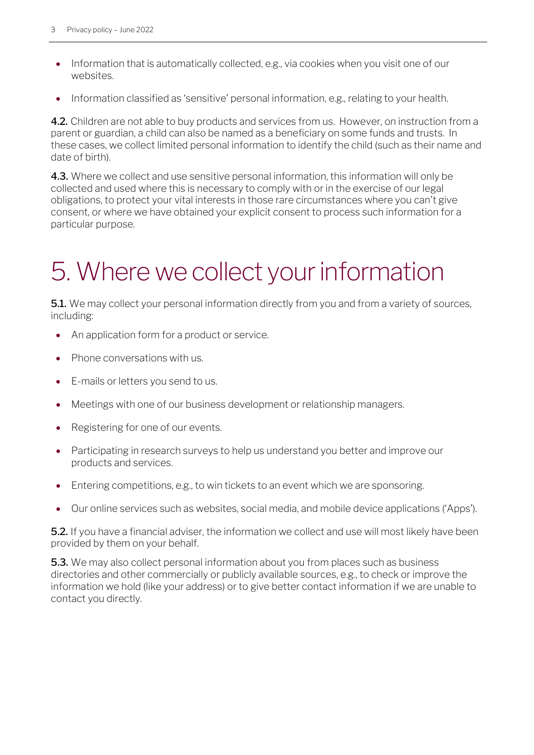- Information that is automatically collected, e.g., via cookies when you visit one of our websites.
- Information classified as 'sensitive' personal information, e.g., relating to your health.

**4.2.** Children are not able to buy products and services from us. However, on instruction from a parent or guardian, a child can also be named as a beneficiary on some funds and trusts. In these cases, we collect limited personal information to identify the child (such as their name and date of birth).

**4.3.** Where we collect and use sensitive personal information, this information will only be collected and used where this is necessary to comply with or in the exercise of our legal obligations, to protect your vital interests in those rare circumstances where you can't give consent, or where we have obtained your explicit consent to process such information for a particular purpose.

# 5. Where we collect your information

**5.1.** We may collect your personal information directly from you and from a variety of sources, including:

- An application form for a product or service.
- Phone conversations with us.
- E-mails or letters you send to us.
- Meetings with one of our business development or relationship managers.
- Registering for one of our events.
- Participating in research surveys to help us understand you better and improve our products and services.
- Entering competitions, e.g., to win tickets to an event which we are sponsoring.
- Our online services such as websites, social media, and mobile device applications ('Apps').

**5.2.** If you have a financial adviser, the information we collect and use will most likely have been provided by them on your behalf.

**5.3.** We may also collect personal information about you from places such as business directories and other commercially or publicly available sources, e.g., to check or improve the information we hold (like your address) or to give better contact information if we are unable to contact you directly.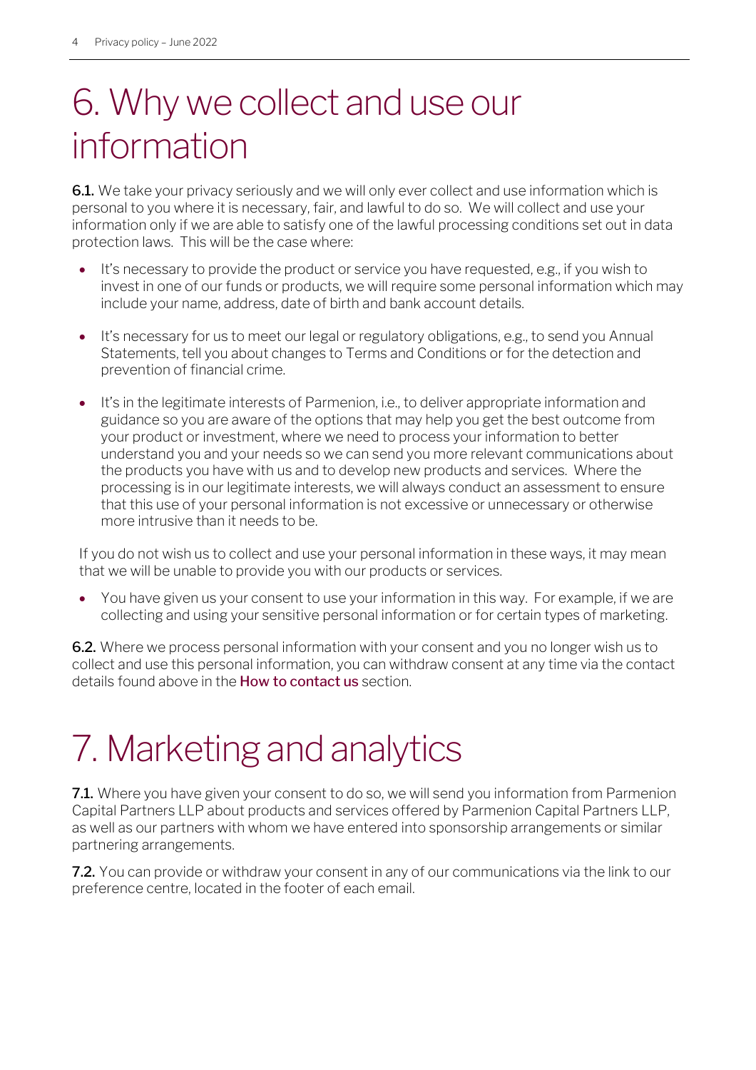# 6. Why we collect and use our information

**6.1.** We take your privacy seriously and we will only ever collect and use information which is personal to you where it is necessary, fair, and lawful to do so. We will collect and use your information only if we are able to satisfy one of the lawful processing conditions set out in data protection laws. This will be the case where:

- It's necessary to provide the product or service you have requested, e.g., if you wish to invest in one of our funds or products, we will require some personal information which may include your name, address, date of birth and bank account details.
- It's necessary for us to meet our legal or regulatory obligations, e.g., to send you Annual Statements, tell you about changes to Terms and Conditions or for the detection and prevention of financial crime.
- It's in the legitimate interests of Parmenion, i.e., to deliver appropriate information and guidance so you are aware of the options that may help you get the best outcome from your product or investment, where we need to process your information to better understand you and your needs so we can send you more relevant communications about the products you have with us and to develop new products and services. Where the processing is in our legitimate interests, we will always conduct an assessment to ensure that this use of your personal information is not excessive or unnecessary or otherwise more intrusive than it needs to be.

If you do not wish us to collect and use your personal information in these ways, it may mean that we will be unable to provide you with our products or services.

- You have given us your consent to use your information in this way. For example, if we are collecting and using your sensitive personal information or for certain types of marketing.

**6.2.** Where we process personal information with your consent and you no longer wish us to collect and use this personal information, you can withdraw consent at any time via the contact details found above in the **How to contact us** section.

# 7. Marketing and analytics

**7.1.** Where you have given your consent to do so, we will send you information from Parmenion Capital Partners LLP about products and services offered by Parmenion Capital Partners LLP, as well as our partners with whom we have entered into sponsorship arrangements or similar partnering arrangements.

**7.2.** You can provide or withdraw your consent in any of our communications via the link to our preference centre, located in the footer of each email.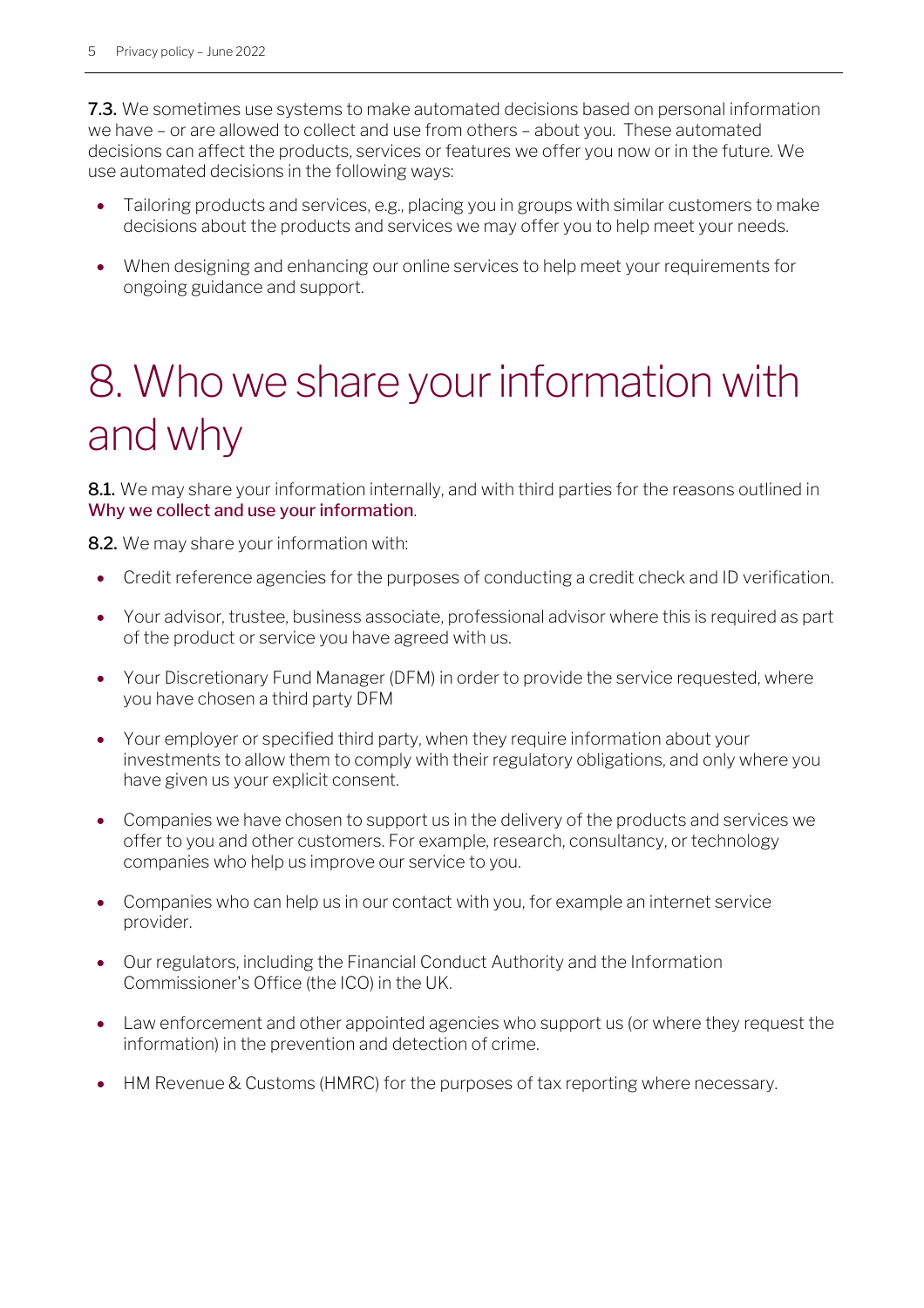**7.3.** We sometimes use systems to make automated decisions based on personal information we have – or are allowed to collect and use from others – about you. These automated decisions can affect the products, services or features we offer you now or in the future. We use automated decisions in the following ways:

- Tailoring products and services, e.g., placing you in groups with similar customers to make decisions about the products and services we may offer you to help meet your needs.
- When designing and enhancing our online services to help meet your requirements for ongoing guidance and support.

# 8. Who we share your information with and why

**8.1.** We may share your information internally, and with third parties for the reasons outlined in Why we collect and use your information.

**8.2.** We may share your information with:

- Credit reference agencies for the purposes of conducting a credit check and ID verification.
- Your advisor, trustee, business associate, professional advisor where this is required as part of the product or service you have agreed with us.
- Your Discretionary Fund Manager (DFM) in order to provide the service requested, where you have chosen a third party DFM
- Your employer or specified third party, when they require information about your investments to allow them to comply with their regulatory obligations, and only where you have given us your explicit consent.
- Companies we have chosen to support us in the delivery of the products and services we offer to you and other customers. For example, research, consultancy, or technology companies who help us improve our service to you.
- Companies who can help us in our contact with you, for example an internet service provider.
- Our regulators, including the Financial Conduct Authority and the Information Commissioner's Office (the ICO) in the UK.
- Law enforcement and other appointed agencies who support us (or where they request the information) in the prevention and detection of crime.
- HM Revenue & Customs (HMRC) for the purposes of tax reporting where necessary.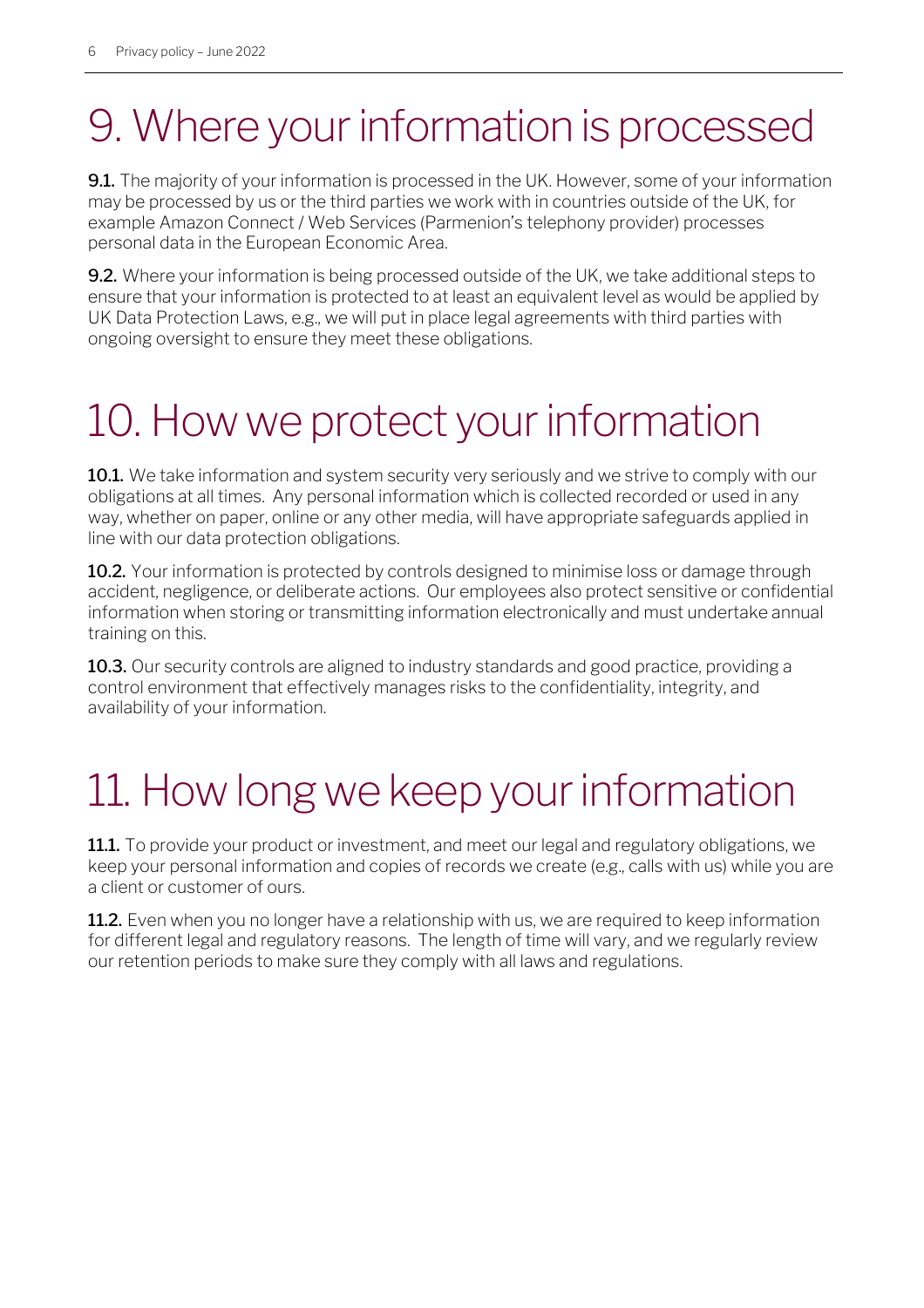# 9. Where your information is processed

**9.1.** The majority of your information is processed in the UK. However, some of your information may be processed by us or the third parties we work with in countries outside of the UK, for example Amazon Connect / Web Services (Parmenion's telephony provider) processes personal data in the European Economic Area.

**9.2.** Where your information is being processed outside of the UK, we take additional steps to ensure that your information is protected to at least an equivalent level as would be applied by UK Data Protection Laws, e.g., we will put in place legal agreements with third parties with ongoing oversight to ensure they meet these obligations.

# 10. How we protect your information

**10.1.** We take information and system security very seriously and we strive to comply with our obligations at all times. Any personal information which is collected recorded or used in any way, whether on paper, online or any other media, will have appropriate safeguards applied in line with our data protection obligations.

**10.2.** Your information is protected by controls designed to minimise loss or damage through accident, negligence, or deliberate actions. Our employees also protect sensitive or confidential information when storing or transmitting information electronically and must undertake annual training on this.

**10.3.** Our security controls are aligned to industry standards and good practice, providing a control environment that effectively manages risks to the confidentiality, integrity, and availability of your information.

# 11. How long we keep your information

**11.1.** To provide your product or investment, and meet our legal and regulatory obligations, we keep your personal information and copies of records we create (e.g., calls with us) while you are a client or customer of ours.

**11.2.** Even when you no longer have a relationship with us, we are required to keep information for different legal and regulatory reasons. The length of time will vary, and we regularly review our retention periods to make sure they comply with all laws and regulations.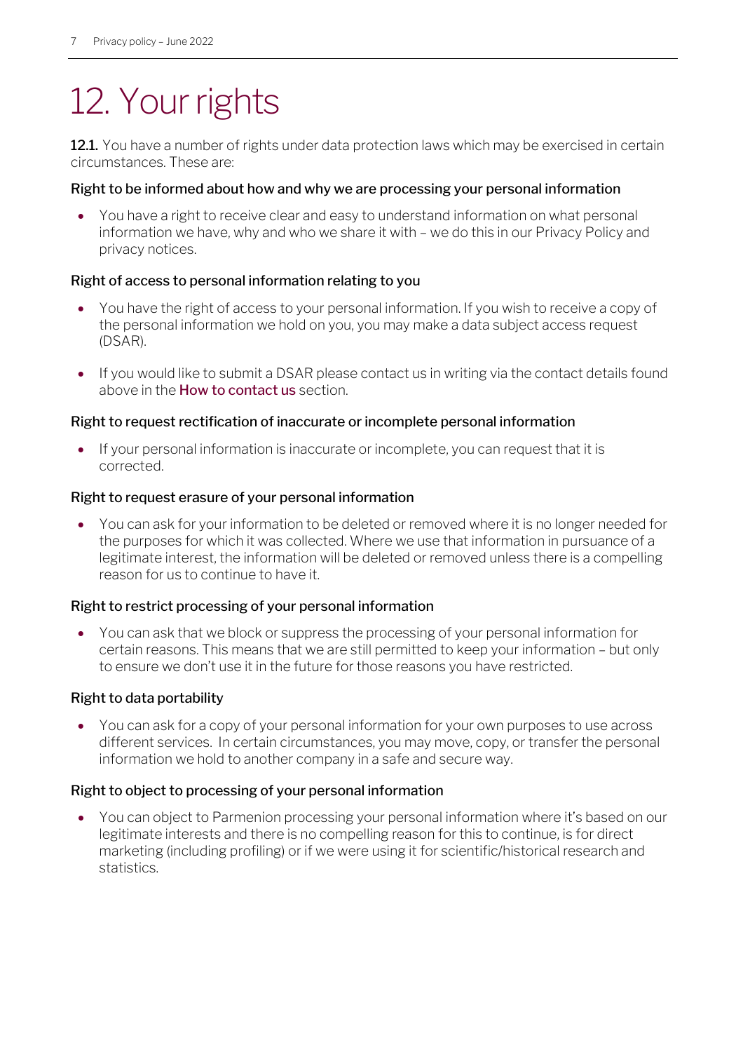# 12. Your rights

**12.1.** You have a number of rights under data protection laws which may be exercised in certain circumstances. These are:

### Right to be informed about how and why we are processing your personal information

- You have a right to receive clear and easy to understand information on what personal information we have, why and who we share it with – we do this in our Privacy Policy and privacy notices.

### Right of access to personal information relating to you

- You have the right of access to your personal information. If you wish to receive a copy of the personal information we hold on you, you may make a data subject access request (DSAR).
- If you would like to submit a DSAR please contact us in writing via the contact details found above in the **How to contact us** section.

### Right to request rectification of inaccurate or incomplete personal information

- If your personal information is inaccurate or incomplete, you can request that it is corrected.

### Right to request erasure of your personal information

- You can ask for your information to be deleted or removed where it is no longer needed for the purposes for which it was collected. Where we use that information in pursuance of a legitimate interest, the information will be deleted or removed unless there is a compelling reason for us to continue to have it.

### Right to restrict processing of your personal information

- You can ask that we block or suppress the processing of your personal information for certain reasons. This means that we are still permitted to keep your information – but only to ensure we don't use it in the future for those reasons you have restricted.

### Right to data portability

- You can ask for a copy of your personal information for your own purposes to use across different services. In certain circumstances, you may move, copy, or transfer the personal information we hold to another company in a safe and secure way.

### Right to object to processing of your personal information

- You can object to Parmenion processing your personal information where it's based on our legitimate interests and there is no compelling reason for this to continue, is for direct marketing (including profiling) or if we were using it for scientific/historical research and statistics.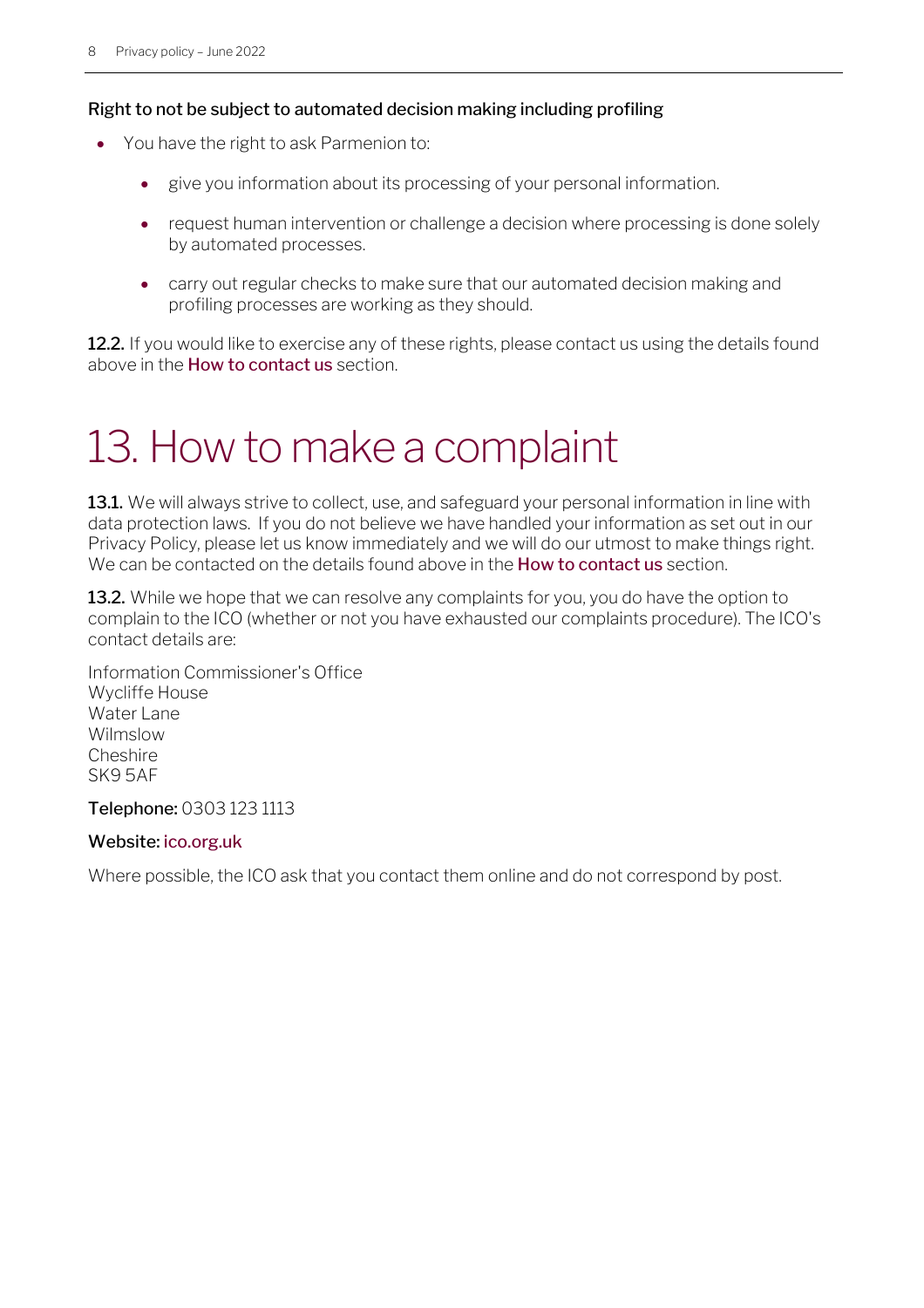### Right to not be subject to automated decision making including profiling

- You have the right to ask Parmenion to:
  - give you information about its processing of your personal information.
  - request human intervention or challenge a decision where processing is done solely by automated processes.
  - carry out regular checks to make sure that our automated decision making and profiling processes are working as they should.

**12.2.** If you would like to exercise any of these rights, please contact us using the details found above in the **How to contact us** section.

# 13. How to make a complaint

**13.1.** We will always strive to collect, use, and safeguard your personal information in line with data protection laws. If you do not believe we have handled your information as set out in our Privacy Policy, please let us know immediately and we will do our utmost to make things right. We can be contacted on the details found above in the **How to contact us** section.

**13.2.** While we hope that we can resolve any complaints for you, you do have the option to complain to the ICO (whether or not you have exhausted our complaints procedure). The ICO's contact details are:

Information Commissioner's Office
Wycliffe House
Water Lane
Wilmslow
Cheshire
SK9 5AF

**Telephone:** 0303 123 1113

**Website:** ico.org.uk

Where possible, the ICO ask that you contact them online and do not correspond by post.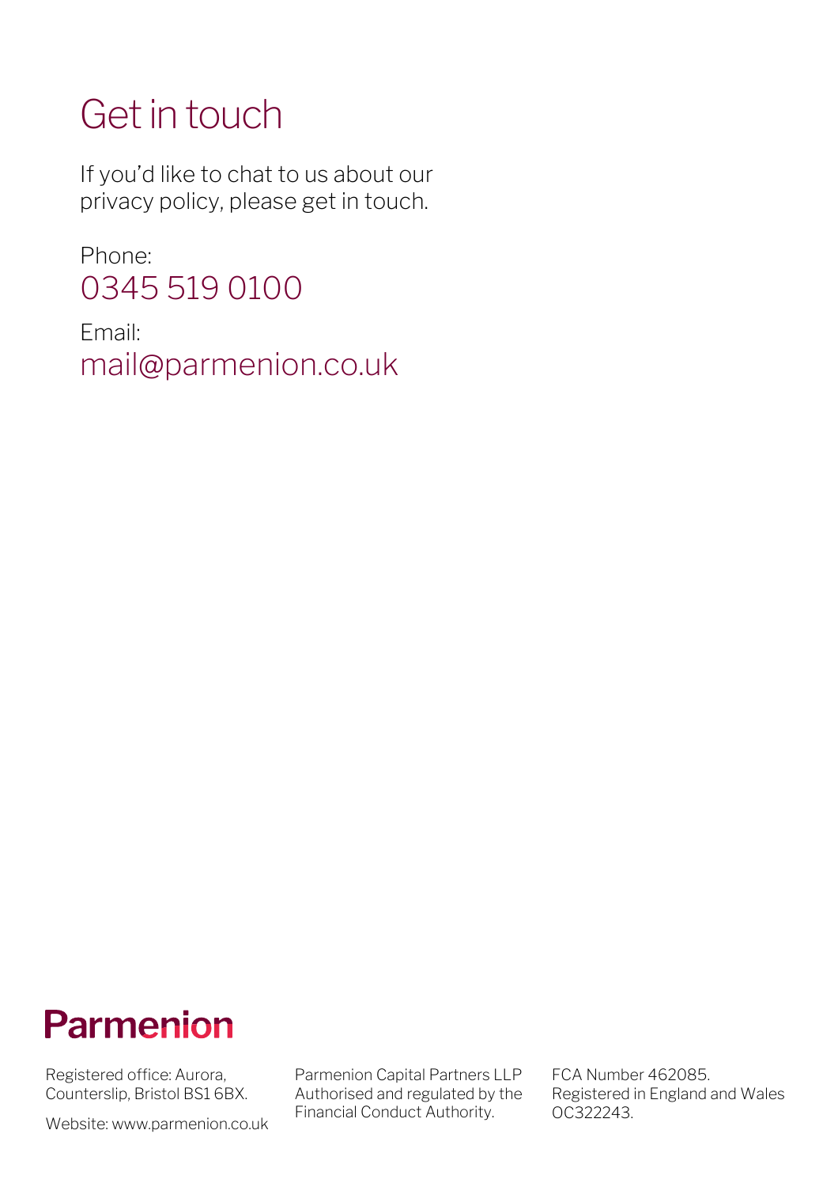# Get in touch

If you'd like to chat to us about our privacy policy, please get in touch.

Phone:
0345 519 0100

Email:
mail@parmenion.co.uk

**Parmenion**

Registered office: Aurora, Counterslip, Bristol BS1 6BX.

Website: www.parmenion.co.uk

Parmenion Capital Partners LLP Authorised and regulated by the Financial Conduct Authority.

FCA Number 462085. Registered in England and Wales OC322243.